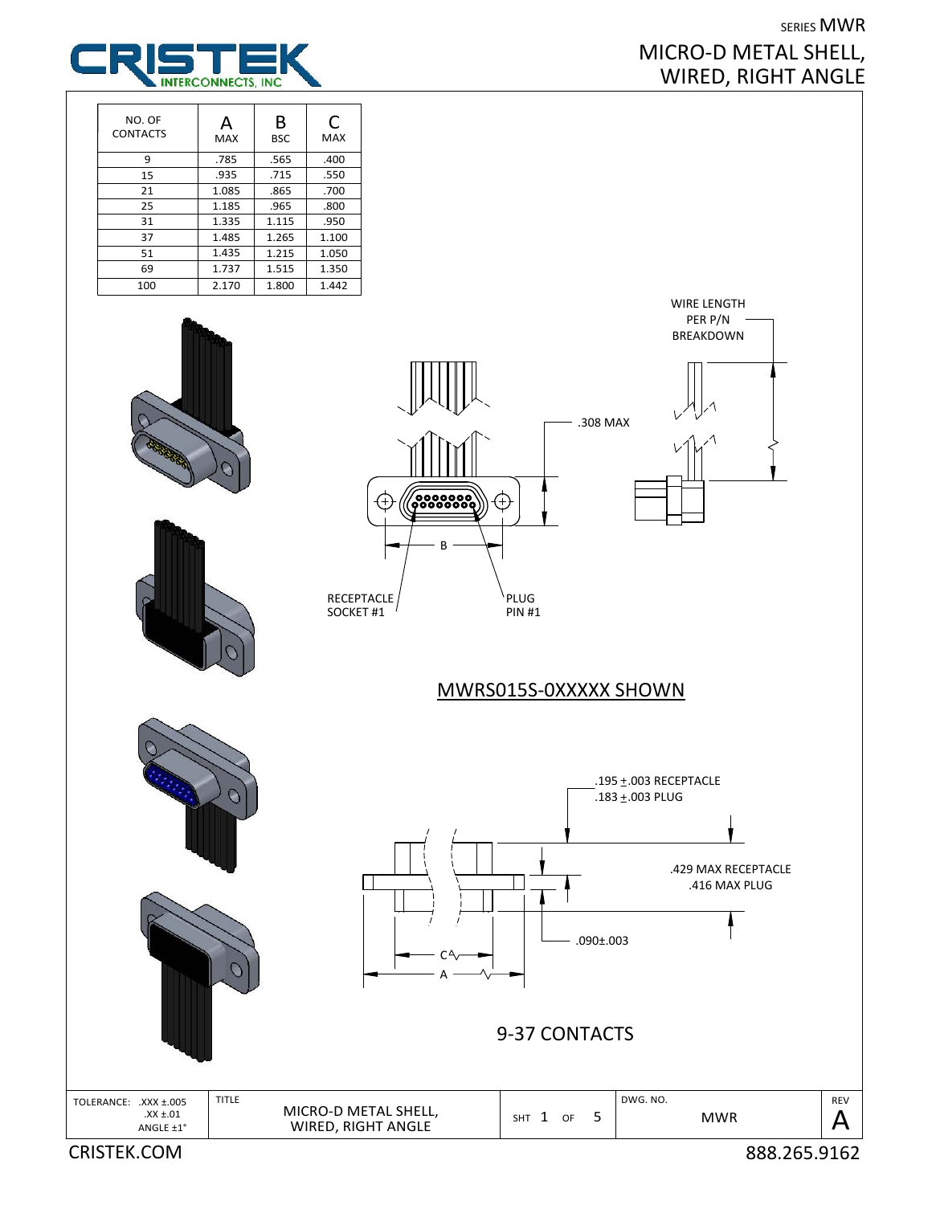SERIES MWR

# MICRO-D METAL SHELL, WIRED, RIGHT ANGLE

| NO. OF CONTACTS | A MAX | B BSC | C MAX |
|---|---|---|---|
| 9 | .785 | .565 | .400 |
| 15 | .935 | .715 | .550 |
| 21 | 1.085 | .865 | .700 |
| 25 | 1.185 | .965 | .800 |
| 31 | 1.335 | 1.115 | .950 |
| 37 | 1.485 | 1.265 | 1.100 |
| 51 | 1.435 | 1.215 | 1.050 |
| 69 | 1.737 | 1.515 | 1.350 |
| 100 | 2.170 | 1.800 | 1.442 |

WIRE LENGTH PER P/N BREAKDOWN

.308 MAX

B

RECEPTACLE SOCKET #1

PLUG PIN #1

MWRS015S-0XXXXX SHOWN

.195 ±.003 RECEPTACLE
.183 ±.003 PLUG

.429 MAX RECEPTACLE
.416 MAX PLUG

.090±.003

C

A

9-37 CONTACTS

| TOLERANCE: .XXX ±.005 .XX ±.01 ANGLE ±1° | TITLE MICRO-D METAL SHELL, WIRED, RIGHT ANGLE | SHT 1 OF 5 | DWG. NO. MWR | REV A |
|---|---|---|---|---|

CRISTEK.COM 888.265.9162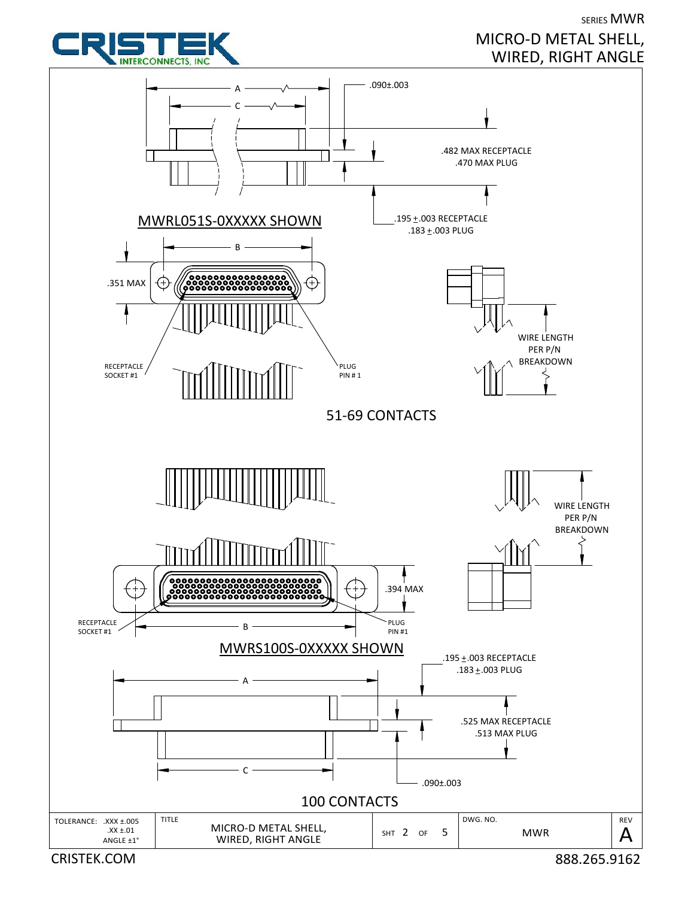SERIES MWR

# MICRO-D METAL SHELL, WIRED, RIGHT ANGLE

A

C

.090±.003

.482 MAX RECEPTACLE
.470 MAX PLUG

.195 ±.003 RECEPTACLE
.183 ±.003 PLUG

MWRL051S-0XXXXX SHOWN

B

.351 MAX

RECEPTACLE SOCKET #1

PLUG PIN # 1

WIRE LENGTH PER P/N BREAKDOWN

## 51-69 CONTACTS

WIRE LENGTH PER P/N BREAKDOWN

.394 MAX

RECEPTACLE SOCKET #1

B

PLUG PIN #1

MWRS100S-0XXXXX SHOWN

.195 ±.003 RECEPTACLE
.183 ±.003 PLUG

A

.525 MAX RECEPTACLE
.513 MAX PLUG

C

.090±.003

## 100 CONTACTS

| TOLERANCE: .XXX ±.005 .XX ±.01 ANGLE ±1° | TITLE: MICRO-D METAL SHELL, WIRED, RIGHT ANGLE | SHT 2 OF 5 | DWG. NO. MWR | REV A |
|---|---|---|---|---|

CRISTEK.COM 888.265.9162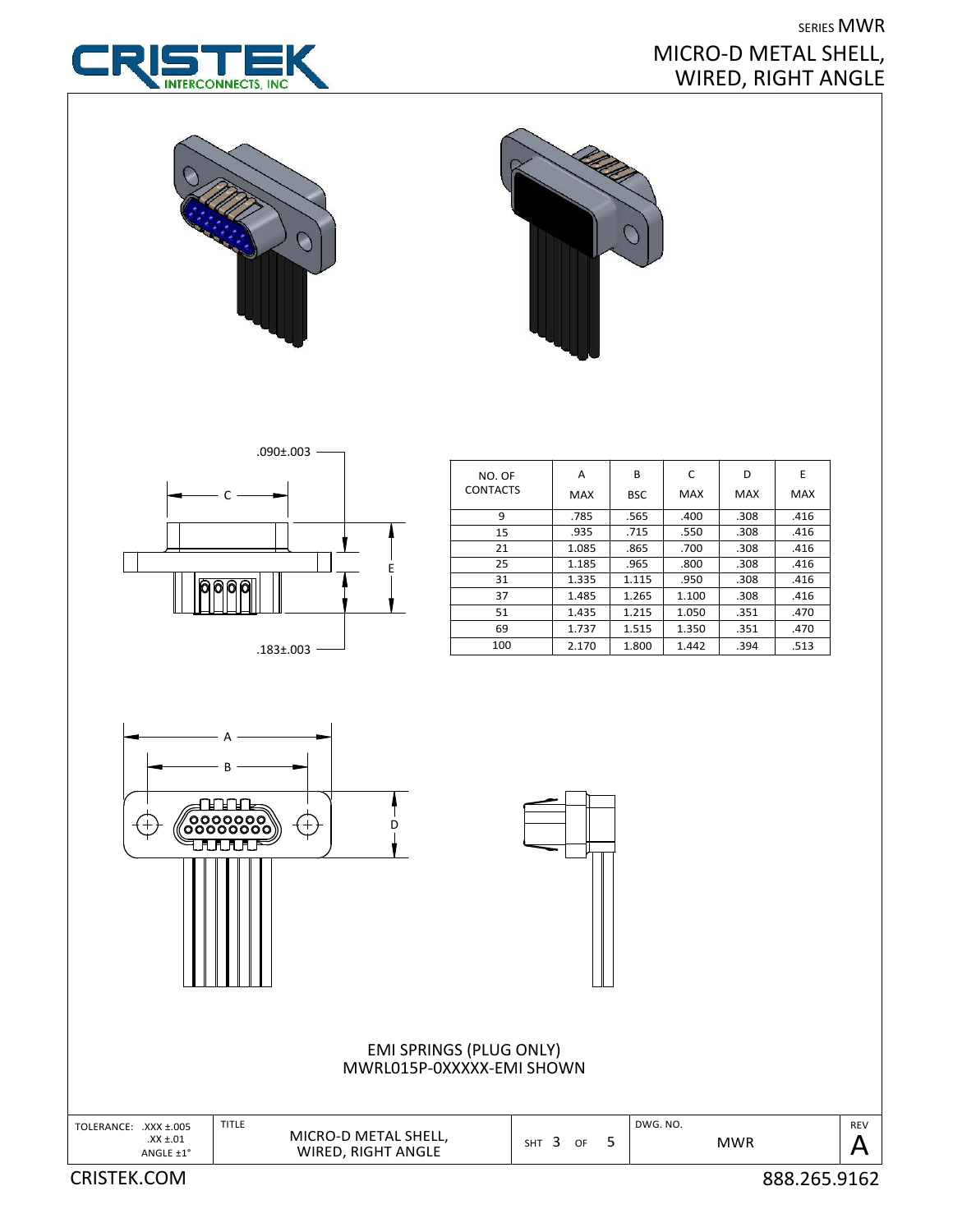SERIES MWR

# MICRO-D METAL SHELL, WIRED, RIGHT ANGLE

.090±.003

C

E

.183±.003

| NO. OF CONTACTS | A MAX | B BSC | C MAX | D MAX | E MAX |
|---|---|---|---|---|---|
| 9 | .785 | .565 | .400 | .308 | .416 |
| 15 | .935 | .715 | .550 | .308 | .416 |
| 21 | 1.085 | .865 | .700 | .308 | .416 |
| 25 | 1.185 | .965 | .800 | .308 | .416 |
| 31 | 1.335 | 1.115 | .950 | .308 | .416 |
| 37 | 1.485 | 1.265 | 1.100 | .308 | .416 |
| 51 | 1.435 | 1.215 | 1.050 | .351 | .470 |
| 69 | 1.737 | 1.515 | 1.350 | .351 | .470 |
| 100 | 2.170 | 1.800 | 1.442 | .394 | .513 |

A

B

D

EMI SPRINGS (PLUG ONLY)
MWRL015P-0XXXXX-EMI SHOWN

| TOLERANCE: .XXX ±.005 .XX ±.01 ANGLE ±1° | TITLE MICRO-D METAL SHELL, WIRED, RIGHT ANGLE | SHT 3 OF 5 | DWG. NO. MWR | REV A |
|---|---|---|---|---|

CRISTEK.COM 888.265.9162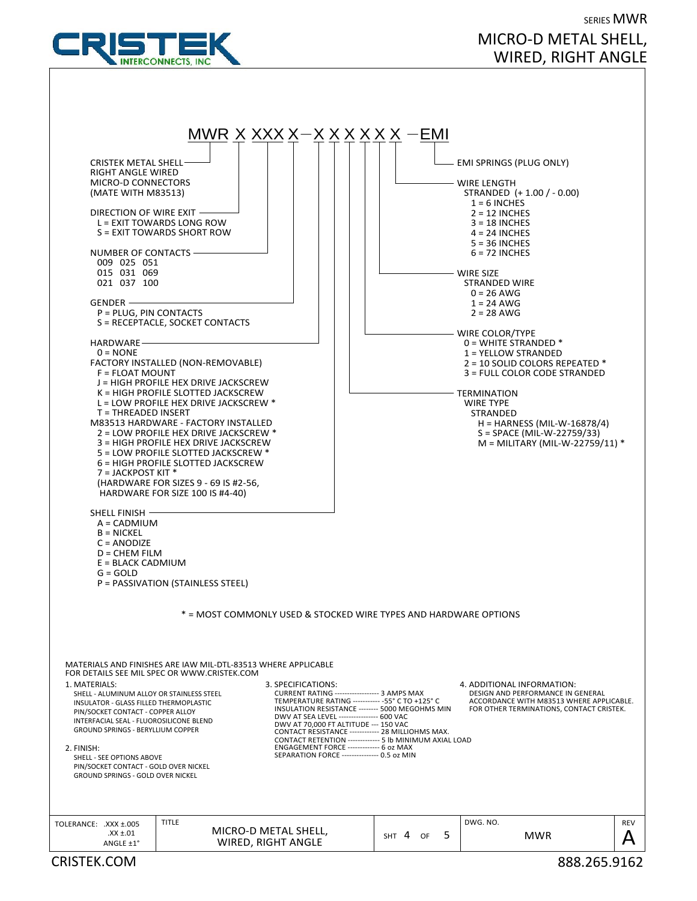SERIES MWR

# MICRO-D METAL SHELL, WIRED, RIGHT ANGLE

MWR X XXX X − X X X X X X − EMI

**CRISTEK METAL SHELL RIGHT ANGLE WIRED MICRO-D CONNECTORS (MATE WITH M83513)**

**DIRECTION OF WIRE EXIT**
- L = EXIT TOWARDS LONG ROW
- S = EXIT TOWARDS SHORT ROW

**NUMBER OF CONTACTS**
- 009 025 051
- 015 031 069
- 021 037 100

**GENDER**
- P = PLUG, PIN CONTACTS
- S = RECEPTACLE, SOCKET CONTACTS

**HARDWARE**
- 0 = NONE

FACTORY INSTALLED (NON-REMOVABLE)
- F = FLOAT MOUNT
- J = HIGH PROFILE HEX DRIVE JACKSCREW
- K = HIGH PROFILE SLOTTED JACKSCREW
- L = LOW PROFILE HEX DRIVE JACKSCREW *
- T = THREADED INSERT

M83513 HARDWARE - FACTORY INSTALLED
- 2 = LOW PROFILE HEX DRIVE JACKSCREW *
- 3 = HIGH PROFILE HEX DRIVE JACKSCREW
- 5 = LOW PROFILE SLOTTED JACKSCREW *
- 6 = HIGH PROFILE SLOTTED JACKSCREW
- 7 = JACKPOST KIT *

(HARDWARE FOR SIZES 9 - 69 IS #2-56, HARDWARE FOR SIZE 100 IS #4-40)

**SHELL FINISH**
- A = CADMIUM
- B = NICKEL
- C = ANODIZE
- D = CHEM FILM
- E = BLACK CADMIUM
- G = GOLD
- P = PASSIVATION (STAINLESS STEEL)

**EMI SPRINGS (PLUG ONLY)**

**WIRE LENGTH**
STRANDED (+ 1.00 / - 0.00)
- 1 = 6 INCHES
- 2 = 12 INCHES
- 3 = 18 INCHES
- 4 = 24 INCHES
- 5 = 36 INCHES
- 6 = 72 INCHES

**WIRE SIZE**
STRANDED WIRE
- 0 = 26 AWG
- 1 = 24 AWG
- 2 = 28 AWG

**WIRE COLOR/TYPE**
- 0 = WHITE STRANDED *
- 1 = YELLOW STRANDED
- 2 = 10 SOLID COLORS REPEATED *
- 3 = FULL COLOR CODE STRANDED

**TERMINATION**
WIRE TYPE
STRANDED
- H = HARNESS (MIL-W-16878/4)
- S = SPACE (MIL-W-22759/33)
- M = MILITARY (MIL-W-22759/11) *

* = MOST COMMONLY USED & STOCKED WIRE TYPES AND HARDWARE OPTIONS

MATERIALS AND FINISHES ARE IAW MIL-DTL-83513 WHERE APPLICABLE
FOR DETAILS SEE MIL SPEC OR WWW.CRISTEK.COM

1. MATERIALS:
   - SHELL - ALUMINUM ALLOY OR STAINLESS STEEL
   - INSULATOR - GLASS FILLED THERMOPLASTIC
   - PIN/SOCKET CONTACT - COPPER ALLOY
   - INTERFACIAL SEAL - FLUOROSILICONE BLEND
   - GROUND SPRINGS - BERYLLIUM COPPER

2. FINISH:
   - SHELL - SEE OPTIONS ABOVE
   - PIN/SOCKET CONTACT - GOLD OVER NICKEL
   - GROUND SPRINGS - GOLD OVER NICKEL

3. SPECIFICATIONS:
   - CURRENT RATING ------------------ 3 AMPS MAX
   - TEMPERATURE RATING ----------- -55° C TO +125° C
   - INSULATION RESISTANCE -------- 5000 MEGOHMS MIN
   - DWV AT SEA LEVEL ---------------- 600 VAC
   - DWV AT 70,000 FT ALTITUDE --- 150 VAC
   - CONTACT RESISTANCE ------------ 28 MILLIOHMS MAX.
   - CONTACT RETENTION ------------- 5 lb MINIMUM AXIAL LOAD
   - ENGAGEMENT FORCE ------------- 6 oz MAX
   - SEPARATION FORCE --------------- 0.5 oz MIN

4. ADDITIONAL INFORMATION:
   DESIGN AND PERFORMANCE IN GENERAL ACCORDANCE WITH M83513 WHERE APPLICABLE. FOR OTHER TERMINATIONS, CONTACT CRISTEK.

| TOLERANCE: .XXX ±.005, .XX ±.01, ANGLE ±1° | TITLE: MICRO-D METAL SHELL, WIRED, RIGHT ANGLE | SHT 4 OF 5 | DWG. NO. MWR | REV A |
|---|---|---|---|---|

CRISTEK.COM 888.265.9162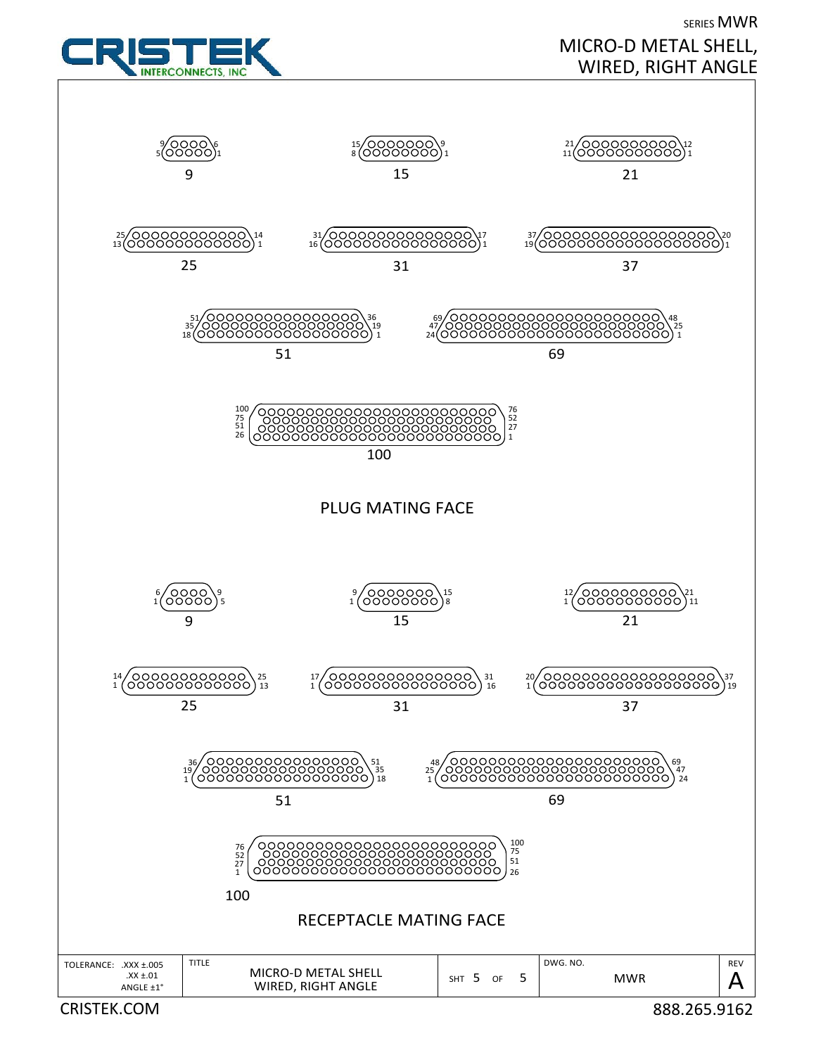SERIES MWR

MICRO-D METAL SHELL, WIRED, RIGHT ANGLE

9/ 6
5 1

9

15 9
8 1

15

21 12
11 1

21

25 14
13 1

25

31 17
16 1

31

37 20
19 1

37

51 36
35 19
18 1

51

69 48
47 25
24 1

69

100 76
75 52
51 27
26 1

100

PLUG MATING FACE

6 9
1 5

9

9 15
1 8

15

12 21
1 11

21

14 25
1 13

25

17 31
1 16

31

20 37
1 19

37

36 51
19 35
1 18

51

48 69
25 47
1 24

69

76 100
52 75
27 51
1 26

100

RECEPTACLE MATING FACE

| TOLERANCE: | TITLE | SHT | DWG. NO. | REV |
| --- | --- | --- | --- | --- |
| .XXX ±.005<br>.XX ±.01<br>ANGLE ±1° | MICRO-D METAL SHELL WIRED, RIGHT ANGLE | 5 OF 5 | MWR | A |

CRISTEK.COM

888.265.9162